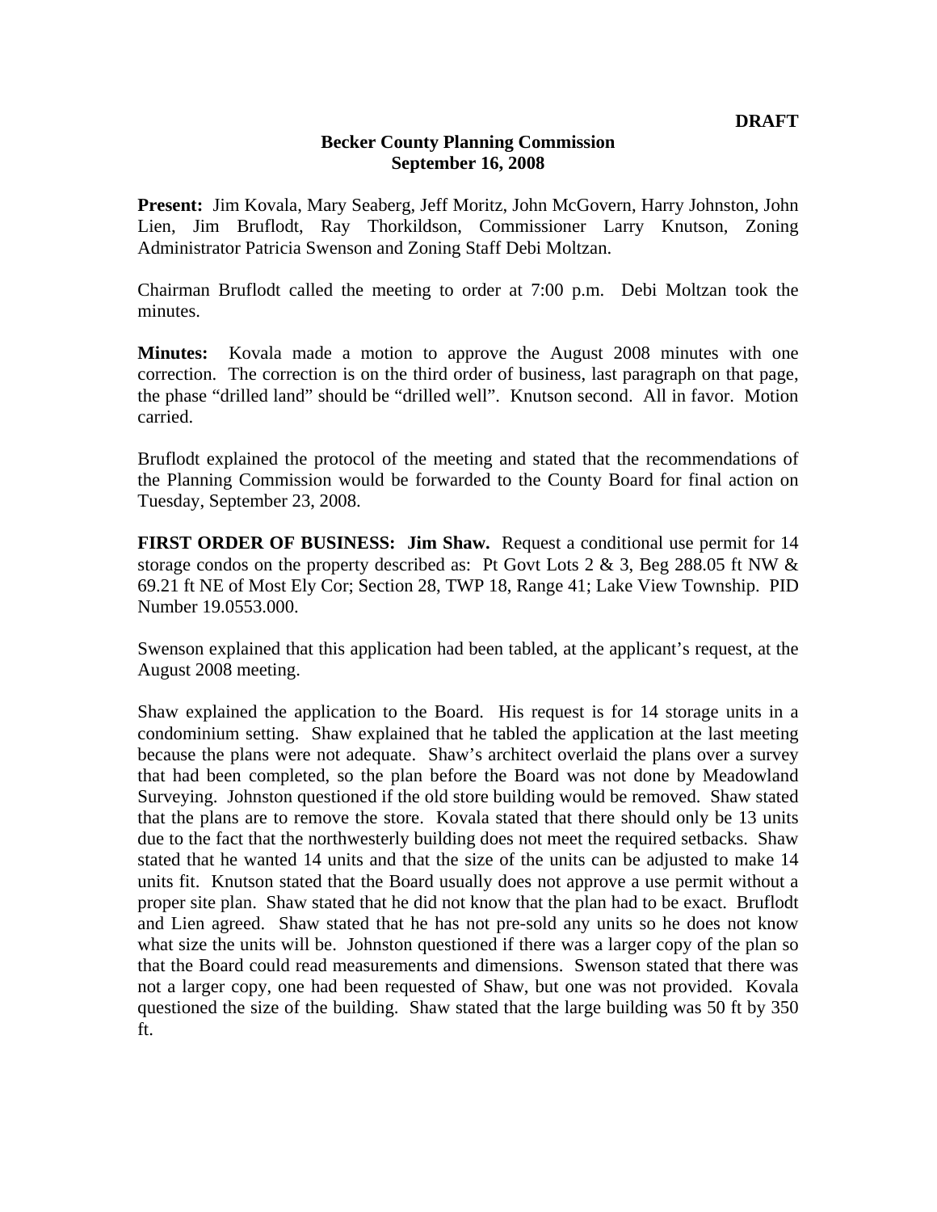**DRAFT**

**Becker County Planning Commission**
**September 16, 2008**

**Present:** Jim Kovala, Mary Seaberg, Jeff Moritz, John McGovern, Harry Johnston, John Lien, Jim Bruflodt, Ray Thorkildson, Commissioner Larry Knutson, Zoning Administrator Patricia Swenson and Zoning Staff Debi Moltzan.

Chairman Bruflodt called the meeting to order at 7:00 p.m. Debi Moltzan took the minutes.

**Minutes:** Kovala made a motion to approve the August 2008 minutes with one correction. The correction is on the third order of business, last paragraph on that page, the phase "drilled land" should be "drilled well". Knutson second. All in favor. Motion carried.

Bruflodt explained the protocol of the meeting and stated that the recommendations of the Planning Commission would be forwarded to the County Board for final action on Tuesday, September 23, 2008.

**FIRST ORDER OF BUSINESS: Jim Shaw.** Request a conditional use permit for 14 storage condos on the property described as: Pt Govt Lots 2 & 3, Beg 288.05 ft NW & 69.21 ft NE of Most Ely Cor; Section 28, TWP 18, Range 41; Lake View Township. PID Number 19.0553.000.

Swenson explained that this application had been tabled, at the applicant's request, at the August 2008 meeting.

Shaw explained the application to the Board. His request is for 14 storage units in a condominium setting. Shaw explained that he tabled the application at the last meeting because the plans were not adequate. Shaw's architect overlaid the plans over a survey that had been completed, so the plan before the Board was not done by Meadowland Surveying. Johnston questioned if the old store building would be removed. Shaw stated that the plans are to remove the store. Kovala stated that there should only be 13 units due to the fact that the northwesterly building does not meet the required setbacks. Shaw stated that he wanted 14 units and that the size of the units can be adjusted to make 14 units fit. Knutson stated that the Board usually does not approve a use permit without a proper site plan. Shaw stated that he did not know that the plan had to be exact. Bruflodt and Lien agreed. Shaw stated that he has not pre-sold any units so he does not know what size the units will be. Johnston questioned if there was a larger copy of the plan so that the Board could read measurements and dimensions. Swenson stated that there was not a larger copy, one had been requested of Shaw, but one was not provided. Kovala questioned the size of the building. Shaw stated that the large building was 50 ft by 350 ft.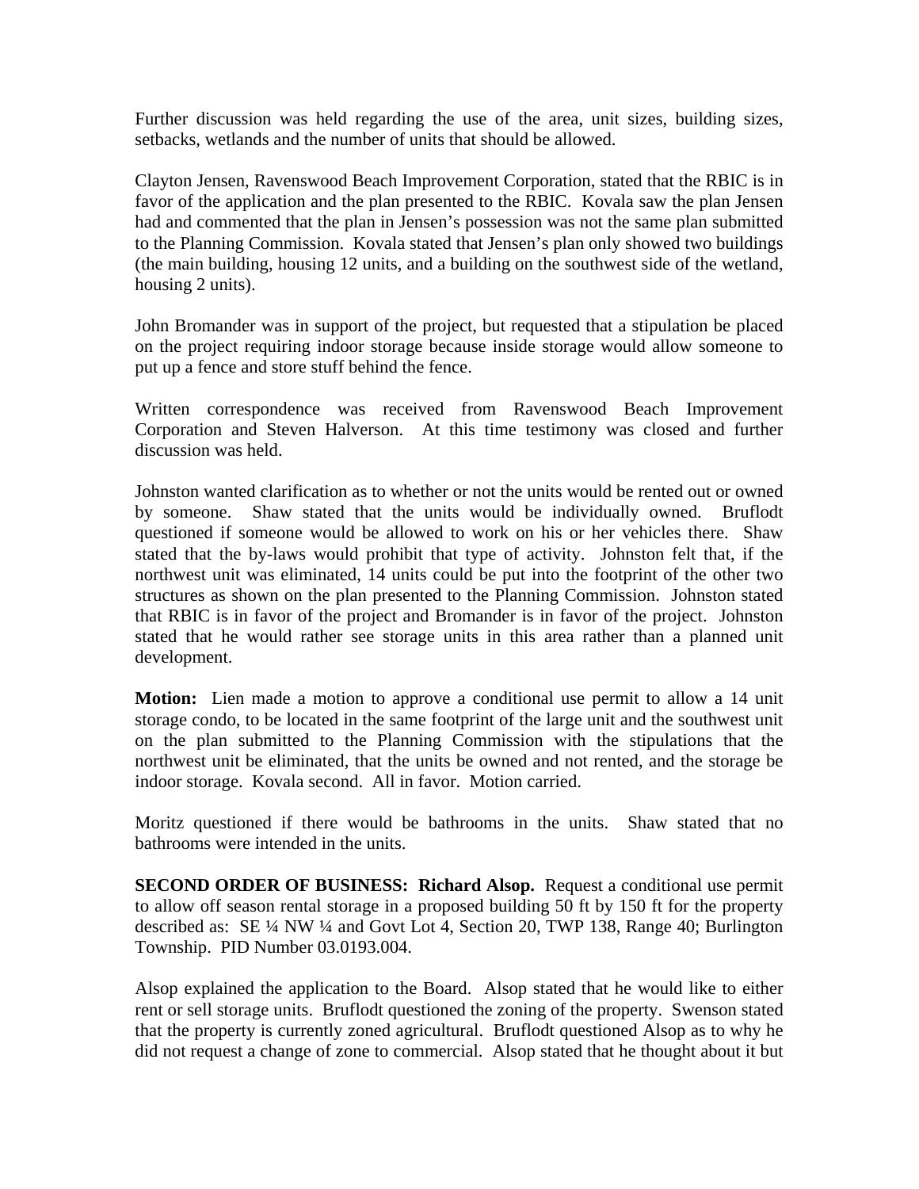Further discussion was held regarding the use of the area, unit sizes, building sizes, setbacks, wetlands and the number of units that should be allowed.

Clayton Jensen, Ravenswood Beach Improvement Corporation, stated that the RBIC is in favor of the application and the plan presented to the RBIC. Kovala saw the plan Jensen had and commented that the plan in Jensen's possession was not the same plan submitted to the Planning Commission. Kovala stated that Jensen's plan only showed two buildings (the main building, housing 12 units, and a building on the southwest side of the wetland, housing 2 units).

John Bromander was in support of the project, but requested that a stipulation be placed on the project requiring indoor storage because inside storage would allow someone to put up a fence and store stuff behind the fence.

Written correspondence was received from Ravenswood Beach Improvement Corporation and Steven Halverson. At this time testimony was closed and further discussion was held.

Johnston wanted clarification as to whether or not the units would be rented out or owned by someone. Shaw stated that the units would be individually owned. Bruflodt questioned if someone would be allowed to work on his or her vehicles there. Shaw stated that the by-laws would prohibit that type of activity. Johnston felt that, if the northwest unit was eliminated, 14 units could be put into the footprint of the other two structures as shown on the plan presented to the Planning Commission. Johnston stated that RBIC is in favor of the project and Bromander is in favor of the project. Johnston stated that he would rather see storage units in this area rather than a planned unit development.

**Motion:** Lien made a motion to approve a conditional use permit to allow a 14 unit storage condo, to be located in the same footprint of the large unit and the southwest unit on the plan submitted to the Planning Commission with the stipulations that the northwest unit be eliminated, that the units be owned and not rented, and the storage be indoor storage. Kovala second. All in favor. Motion carried.

Moritz questioned if there would be bathrooms in the units. Shaw stated that no bathrooms were intended in the units.

**SECOND ORDER OF BUSINESS: Richard Alsop.** Request a conditional use permit to allow off season rental storage in a proposed building 50 ft by 150 ft for the property described as: SE ¼ NW ¼ and Govt Lot 4, Section 20, TWP 138, Range 40; Burlington Township. PID Number 03.0193.004.

Alsop explained the application to the Board. Alsop stated that he would like to either rent or sell storage units. Bruflodt questioned the zoning of the property. Swenson stated that the property is currently zoned agricultural. Bruflodt questioned Alsop as to why he did not request a change of zone to commercial. Alsop stated that he thought about it but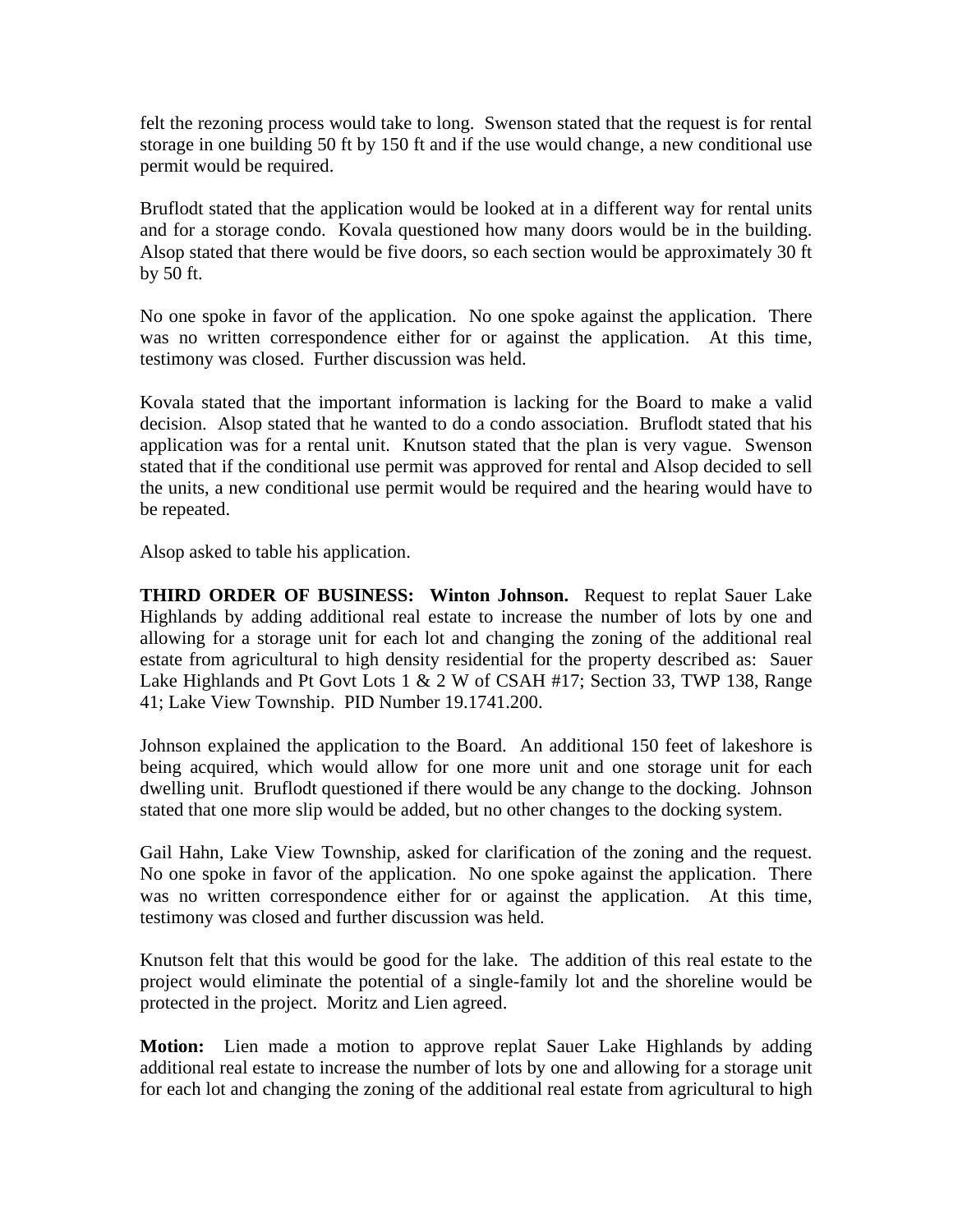felt the rezoning process would take to long. Swenson stated that the request is for rental storage in one building 50 ft by 150 ft and if the use would change, a new conditional use permit would be required.

Bruflodt stated that the application would be looked at in a different way for rental units and for a storage condo. Kovala questioned how many doors would be in the building. Alsop stated that there would be five doors, so each section would be approximately 30 ft by 50 ft.

No one spoke in favor of the application. No one spoke against the application. There was no written correspondence either for or against the application. At this time, testimony was closed. Further discussion was held.

Kovala stated that the important information is lacking for the Board to make a valid decision. Alsop stated that he wanted to do a condo association. Bruflodt stated that his application was for a rental unit. Knutson stated that the plan is very vague. Swenson stated that if the conditional use permit was approved for rental and Alsop decided to sell the units, a new conditional use permit would be required and the hearing would have to be repeated.

Alsop asked to table his application.

**THIRD ORDER OF BUSINESS: Winton Johnson.** Request to replat Sauer Lake Highlands by adding additional real estate to increase the number of lots by one and allowing for a storage unit for each lot and changing the zoning of the additional real estate from agricultural to high density residential for the property described as: Sauer Lake Highlands and Pt Govt Lots 1 & 2 W of CSAH #17; Section 33, TWP 138, Range 41; Lake View Township. PID Number 19.1741.200.

Johnson explained the application to the Board. An additional 150 feet of lakeshore is being acquired, which would allow for one more unit and one storage unit for each dwelling unit. Bruflodt questioned if there would be any change to the docking. Johnson stated that one more slip would be added, but no other changes to the docking system.

Gail Hahn, Lake View Township, asked for clarification of the zoning and the request. No one spoke in favor of the application. No one spoke against the application. There was no written correspondence either for or against the application. At this time, testimony was closed and further discussion was held.

Knutson felt that this would be good for the lake. The addition of this real estate to the project would eliminate the potential of a single-family lot and the shoreline would be protected in the project. Moritz and Lien agreed.

**Motion:** Lien made a motion to approve replat Sauer Lake Highlands by adding additional real estate to increase the number of lots by one and allowing for a storage unit for each lot and changing the zoning of the additional real estate from agricultural to high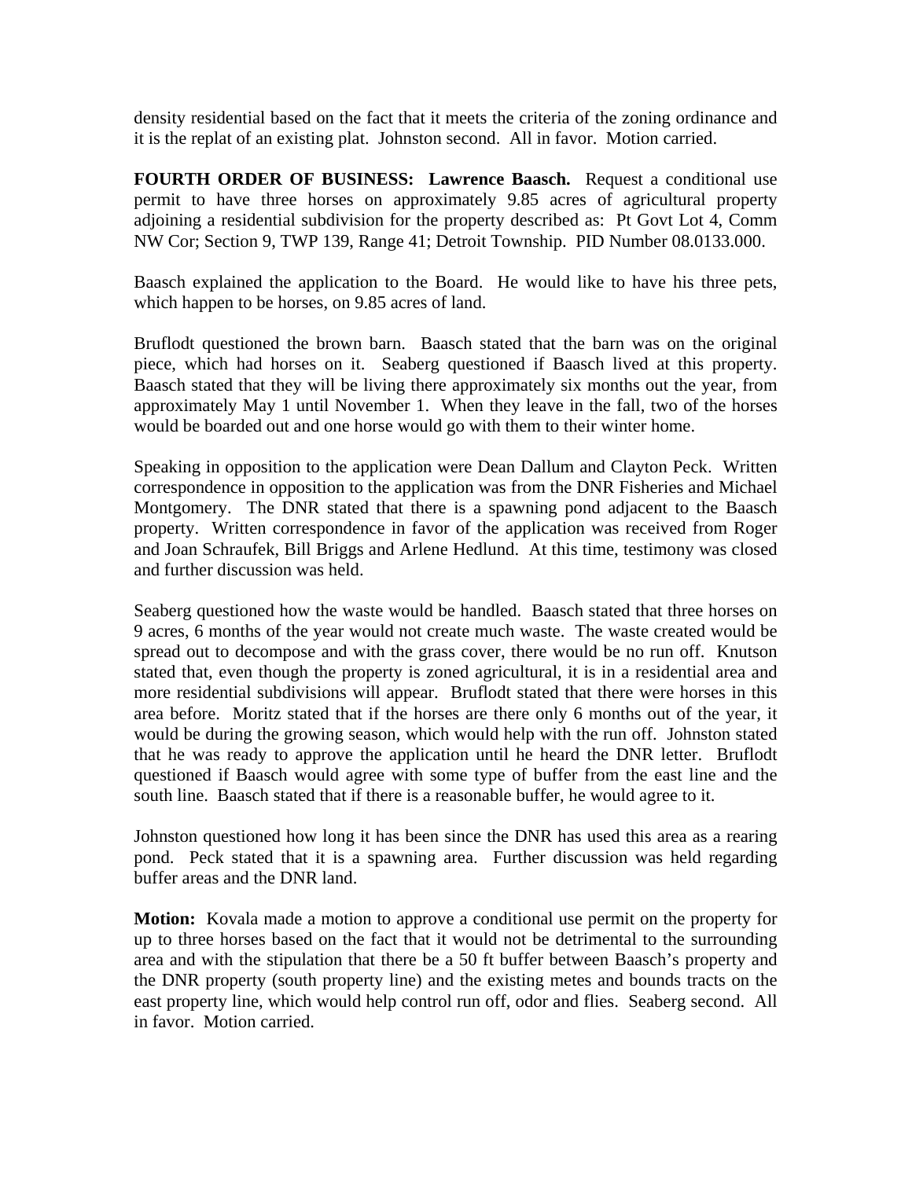density residential based on the fact that it meets the criteria of the zoning ordinance and it is the replat of an existing plat. Johnston second. All in favor. Motion carried.

**FOURTH ORDER OF BUSINESS: Lawrence Baasch.** Request a conditional use permit to have three horses on approximately 9.85 acres of agricultural property adjoining a residential subdivision for the property described as: Pt Govt Lot 4, Comm NW Cor; Section 9, TWP 139, Range 41; Detroit Township. PID Number 08.0133.000.

Baasch explained the application to the Board. He would like to have his three pets, which happen to be horses, on 9.85 acres of land.

Bruflodt questioned the brown barn. Baasch stated that the barn was on the original piece, which had horses on it. Seaberg questioned if Baasch lived at this property. Baasch stated that they will be living there approximately six months out the year, from approximately May 1 until November 1. When they leave in the fall, two of the horses would be boarded out and one horse would go with them to their winter home.

Speaking in opposition to the application were Dean Dallum and Clayton Peck. Written correspondence in opposition to the application was from the DNR Fisheries and Michael Montgomery. The DNR stated that there is a spawning pond adjacent to the Baasch property. Written correspondence in favor of the application was received from Roger and Joan Schraufek, Bill Briggs and Arlene Hedlund. At this time, testimony was closed and further discussion was held.

Seaberg questioned how the waste would be handled. Baasch stated that three horses on 9 acres, 6 months of the year would not create much waste. The waste created would be spread out to decompose and with the grass cover, there would be no run off. Knutson stated that, even though the property is zoned agricultural, it is in a residential area and more residential subdivisions will appear. Bruflodt stated that there were horses in this area before. Moritz stated that if the horses are there only 6 months out of the year, it would be during the growing season, which would help with the run off. Johnston stated that he was ready to approve the application until he heard the DNR letter. Bruflodt questioned if Baasch would agree with some type of buffer from the east line and the south line. Baasch stated that if there is a reasonable buffer, he would agree to it.

Johnston questioned how long it has been since the DNR has used this area as a rearing pond. Peck stated that it is a spawning area. Further discussion was held regarding buffer areas and the DNR land.

**Motion:** Kovala made a motion to approve a conditional use permit on the property for up to three horses based on the fact that it would not be detrimental to the surrounding area and with the stipulation that there be a 50 ft buffer between Baasch's property and the DNR property (south property line) and the existing metes and bounds tracts on the east property line, which would help control run off, odor and flies. Seaberg second. All in favor. Motion carried.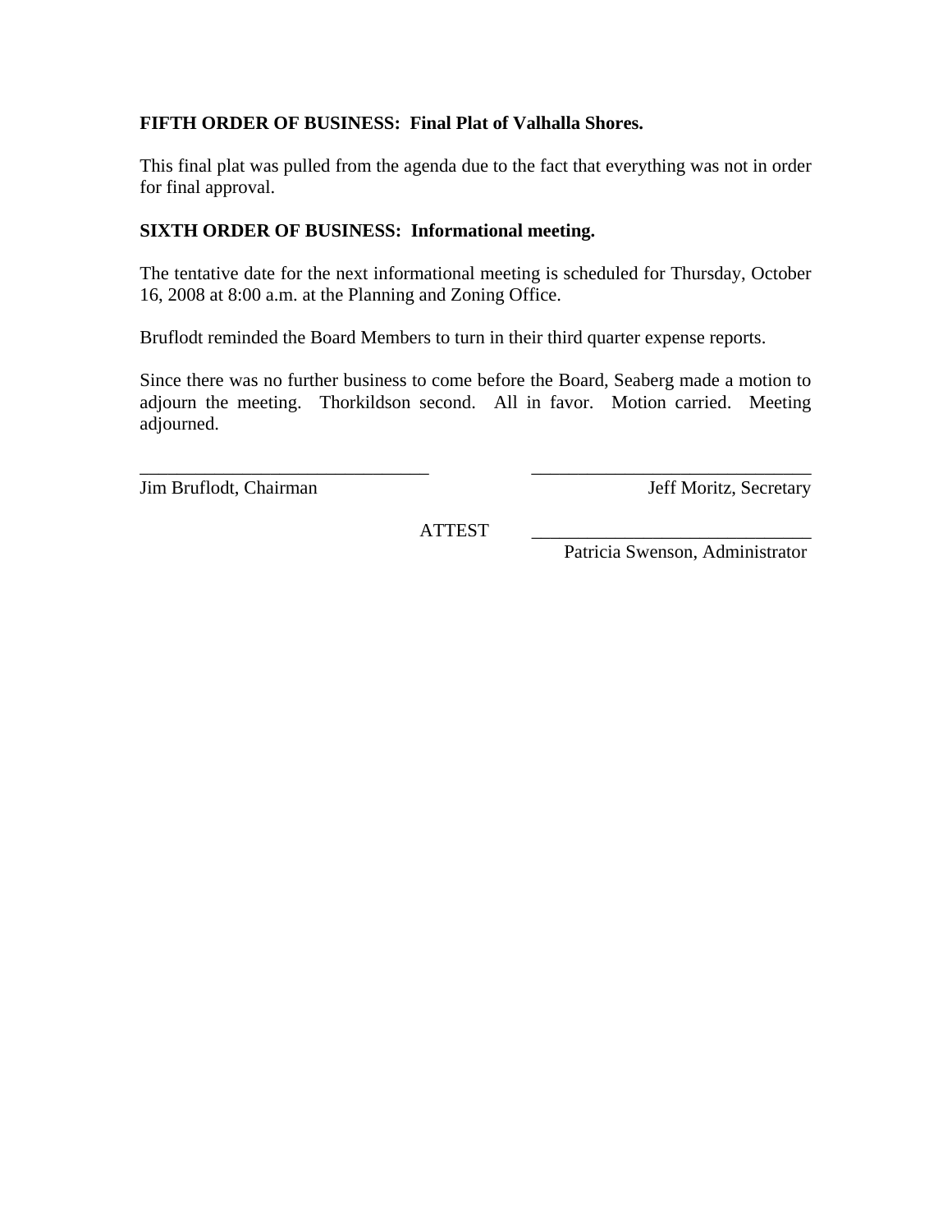**FIFTH ORDER OF BUSINESS: Final Plat of Valhalla Shores.**

This final plat was pulled from the agenda due to the fact that everything was not in order for final approval.

**SIXTH ORDER OF BUSINESS: Informational meeting.**

The tentative date for the next informational meeting is scheduled for Thursday, October 16, 2008 at 8:00 a.m. at the Planning and Zoning Office.

Bruflodt reminded the Board Members to turn in their third quarter expense reports.

Since there was no further business to come before the Board, Seaberg made a motion to adjourn the meeting. Thorkildson second. All in favor. Motion carried. Meeting adjourned.

\_\_\_\_\_\_\_\_\_\_\_\_\_\_\_\_\_\_\_\_\_\_\_\_\_\_\_\_\_\_\_\_ \_\_\_\_\_\_\_\_\_\_\_\_\_\_\_\_\_\_\_\_\_\_\_\_\_\_\_\_\_\_\_\_

Jim Bruflodt, Chairman Jeff Moritz, Secretary

ATTEST \_\_\_\_\_\_\_\_\_\_\_\_\_\_\_\_\_\_\_\_\_\_\_\_\_\_\_\_\_\_\_\_

Patricia Swenson, Administrator